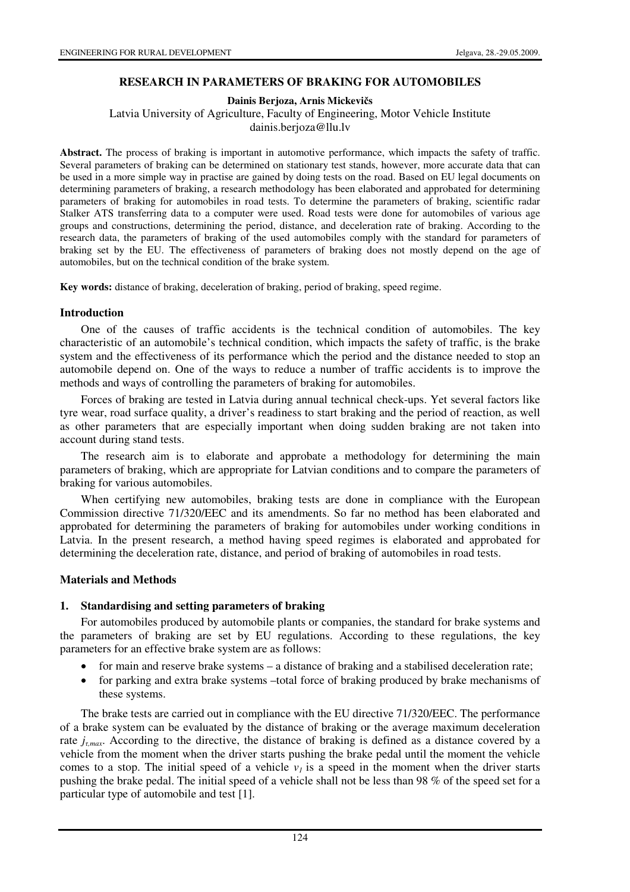# RESEARCH IN PARAMETERS OF BRAKING FOR AUTOMOBILES

**Dainis Berjoza, Arnis Mickevičs**

Latvia University of Agriculture, Faculty of Engineering, Motor Vehicle Institute
dainis.berjoza@llu.lv

**Abstract.** The process of braking is important in automotive performance, which impacts the safety of traffic. Several parameters of braking can be determined on stationary test stands, however, more accurate data that can be used in a more simple way in practise are gained by doing tests on the road. Based on EU legal documents on determining parameters of braking, a research methodology has been elaborated and approbated for determining parameters of braking for automobiles in road tests. To determine the parameters of braking, scientific radar Stalker ATS transferring data to a computer were used. Road tests were done for automobiles of various age groups and constructions, determining the period, distance, and deceleration rate of braking. According to the research data, the parameters of braking of the used automobiles comply with the standard for parameters of braking set by the EU. The effectiveness of parameters of braking does not mostly depend on the age of automobiles, but on the technical condition of the brake system.

**Key words:** distance of braking, deceleration of braking, period of braking, speed regime.

## Introduction

One of the causes of traffic accidents is the technical condition of automobiles. The key characteristic of an automobile's technical condition, which impacts the safety of traffic, is the brake system and the effectiveness of its performance which the period and the distance needed to stop an automobile depend on. One of the ways to reduce a number of traffic accidents is to improve the methods and ways of controlling the parameters of braking for automobiles.

Forces of braking are tested in Latvia during annual technical check-ups. Yet several factors like tyre wear, road surface quality, a driver's readiness to start braking and the period of reaction, as well as other parameters that are especially important when doing sudden braking are not taken into account during stand tests.

The research aim is to elaborate and approbate a methodology for determining the main parameters of braking, which are appropriate for Latvian conditions and to compare the parameters of braking for various automobiles.

When certifying new automobiles, braking tests are done in compliance with the European Commission directive 71/320/EEC and its amendments. So far no method has been elaborated and approbated for determining the parameters of braking for automobiles under working conditions in Latvia. In the present research, a method having speed regimes is elaborated and approbated for determining the deceleration rate, distance, and period of braking of automobiles in road tests.

## Materials and Methods

### 1. Standardising and setting parameters of braking

For automobiles produced by automobile plants or companies, the standard for brake systems and the parameters of braking are set by EU regulations. According to these regulations, the key parameters for an effective brake system are as follows:

- for main and reserve brake systems – a distance of braking and a stabilised deceleration rate;
- for parking and extra brake systems –total force of braking produced by brake mechanisms of these systems.

The brake tests are carried out in compliance with the EU directive 71/320/EEC. The performance of a brake system can be evaluated by the distance of braking or the average maximum deceleration rate $j_{\tau,max}$. According to the directive, the distance of braking is defined as a distance covered by a vehicle from the moment when the driver starts pushing the brake pedal until the moment the vehicle comes to a stop. The initial speed of a vehicle $v_1$ is a speed in the moment when the driver starts pushing the brake pedal. The initial speed of a vehicle shall not be less than 98 % of the speed set for a particular type of automobile and test [1].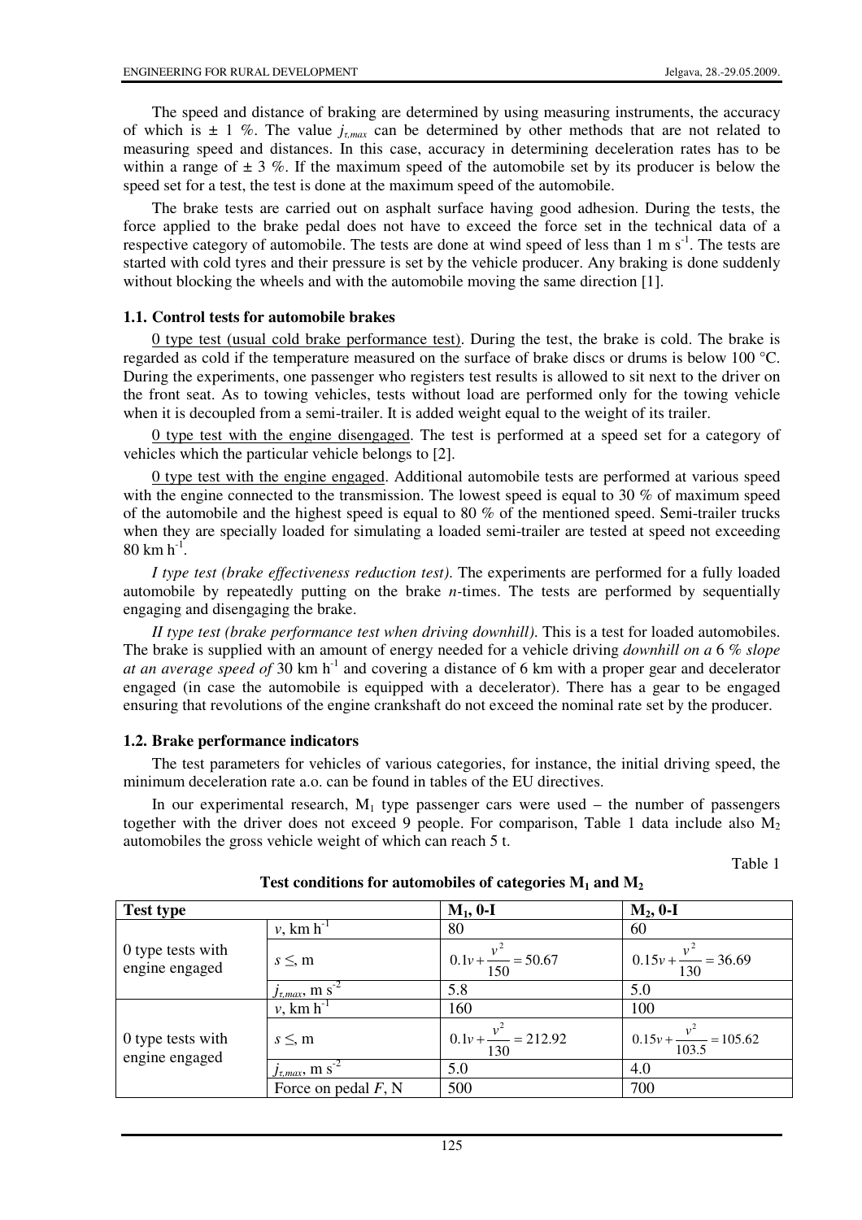The speed and distance of braking are determined by using measuring instruments, the accuracy of which is ± 1 %. The value $j_{\tau,max}$ can be determined by other methods that are not related to measuring speed and distances. In this case, accuracy in determining deceleration rates has to be within a range of ± 3 %. If the maximum speed of the automobile set by its producer is below the speed set for a test, the test is done at the maximum speed of the automobile.

The brake tests are carried out on asphalt surface having good adhesion. During the tests, the force applied to the brake pedal does not have to exceed the force set in the technical data of a respective category of automobile. The tests are done at wind speed of less than 1 m s$^{-1}$. The tests are started with cold tyres and their pressure is set by the vehicle producer. Any braking is done suddenly without blocking the wheels and with the automobile moving the same direction [1].

### 1.1. Control tests for automobile brakes

0 type test (usual cold brake performance test). During the test, the brake is cold. The brake is regarded as cold if the temperature measured on the surface of brake discs or drums is below 100 °C. During the experiments, one passenger who registers test results is allowed to sit next to the driver on the front seat. As to towing vehicles, tests without load are performed only for the towing vehicle when it is decoupled from a semi-trailer. It is added weight equal to the weight of its trailer.

0 type test with the engine disengaged. The test is performed at a speed set for a category of vehicles which the particular vehicle belongs to [2].

0 type test with the engine engaged. Additional automobile tests are performed at various speed with the engine connected to the transmission. The lowest speed is equal to 30 % of maximum speed of the automobile and the highest speed is equal to 80 % of the mentioned speed. Semi-trailer trucks when they are specially loaded for simulating a loaded semi-trailer are tested at speed not exceeding 80 km h$^{-1}$.

*I type test (brake effectiveness reduction test).* The experiments are performed for a fully loaded automobile by repeatedly putting on the brake *n*-times. The tests are performed by sequentially engaging and disengaging the brake.

*II type test (brake performance test when driving downhill).* This is a test for loaded automobiles. The brake is supplied with an amount of energy needed for a vehicle driving *downhill on a* 6 *% slope at an average speed of* 30 km h$^{-1}$ and covering a distance of 6 km with a proper gear and decelerator engaged (in case the automobile is equipped with a decelerator). There has a gear to be engaged ensuring that revolutions of the engine crankshaft do not exceed the nominal rate set by the producer.

### 1.2. Brake performance indicators

The test parameters for vehicles of various categories, for instance, the initial driving speed, the minimum deceleration rate a.o. can be found in tables of the EU directives.

In our experimental research, $M_1$ type passenger cars were used – the number of passengers together with the driver does not exceed 9 people. For comparison, Table 1 data include also $M_2$ automobiles the gross vehicle weight of which can reach 5 t.

Table 1

**Test conditions for automobiles of categories $M_1$ and $M_2$**

| **Test type** | | **$M_1$, 0-I** | **$M_2$, 0-I** |
|---|---|---|---|
| 0 type tests with engine engaged | $v$, km h$^{-1}$ | 80 | 60 |
| | $s \leq$, m | $0.1v + \frac{v^2}{150} = 50.67$ | $0.15v + \frac{v^2}{130} = 36.69$ |
| | $j_{\tau,max}$, m s$^{-2}$ | 5.8 | 5.0 |
| 0 type tests with engine engaged | $v$, km h$^{-1}$ | 160 | 100 |
| | $s \leq$, m | $0.1v + \frac{v^2}{130} = 212.92$ | $0.15v + \frac{v^2}{103.5} = 105.62$ |
| | $j_{\tau,max}$, m s$^{-2}$ | 5.0 | 4.0 |
| | Force on pedal $F$, N | 500 | 700 |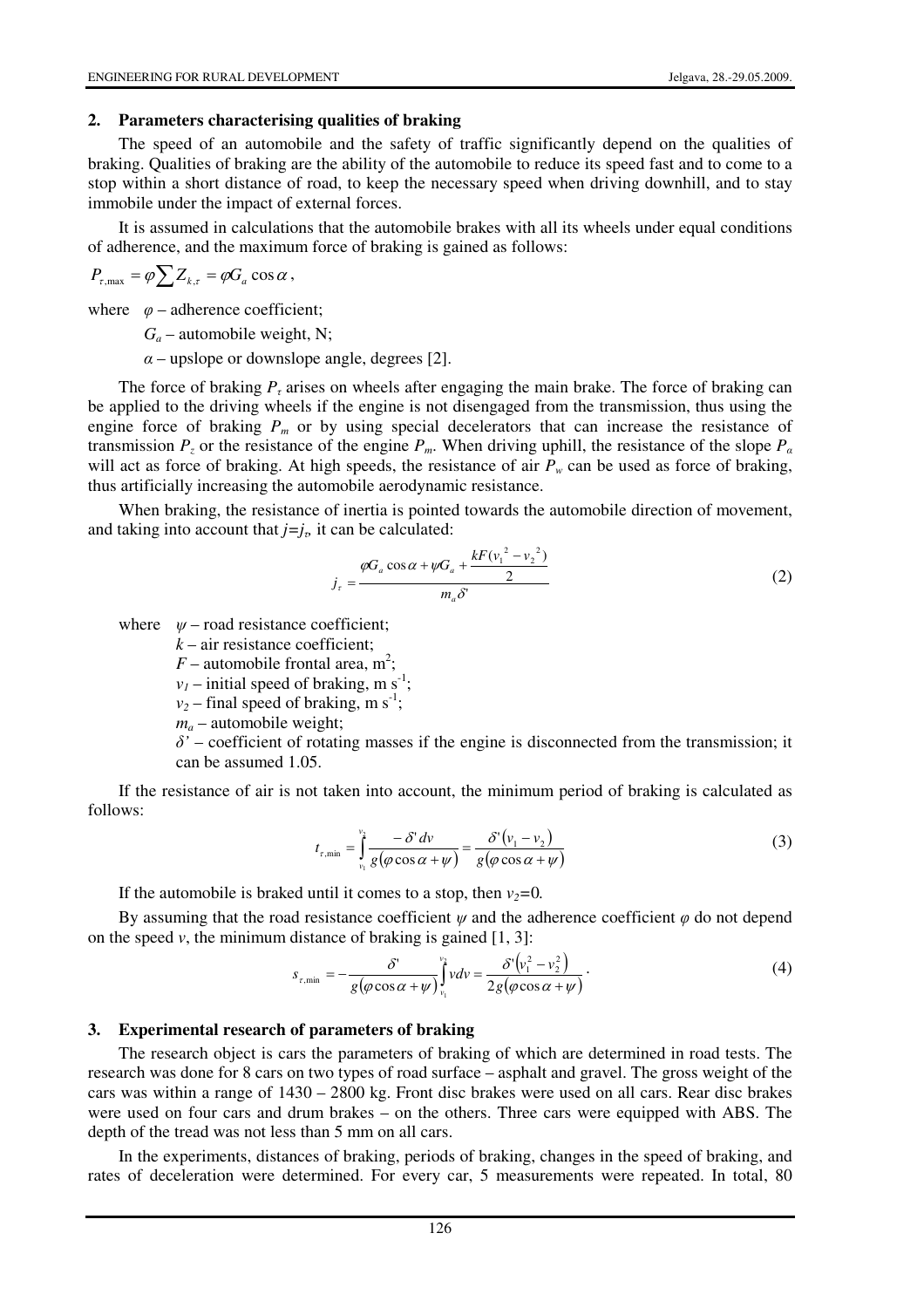## 2. Parameters characterising qualities of braking

The speed of an automobile and the safety of traffic significantly depend on the qualities of braking. Qualities of braking are the ability of the automobile to reduce its speed fast and to come to a stop within a short distance of road, to keep the necessary speed when driving downhill, and to stay immobile under the impact of external forces.

It is assumed in calculations that the automobile brakes with all its wheels under equal conditions of adherence, and the maximum force of braking is gained as follows:

$$P_{\tau,\max} = \varphi \sum Z_{k,\tau} = \varphi G_a \cos\alpha ,$$

where $\varphi$ – adherence coefficient;

$G_a$ – automobile weight, N;

$\alpha$ – upslope or downslope angle, degrees [2].

The force of braking $P_\tau$ arises on wheels after engaging the main brake. The force of braking can be applied to the driving wheels if the engine is not disengaged from the transmission, thus using the engine force of braking $P_m$ or by using special decelerators that can increase the resistance of transmission $P_z$ or the resistance of the engine $P_m$. When driving uphill, the resistance of the slope $P_\alpha$ will act as force of braking. At high speeds, the resistance of air $P_w$ can be used as force of braking, thus artificially increasing the automobile aerodynamic resistance.

When braking, the resistance of inertia is pointed towards the automobile direction of movement, and taking into account that $j = j_\tau$, it can be calculated:

$$j_\tau = \frac{\varphi G_a \cos\alpha + \psi G_a + \dfrac{kF(v_1^{\,2} - v_2^{\,2})}{2}}{m_a \delta'} \tag{2}$$

where $\psi$ – road resistance coefficient;

$k$ – air resistance coefficient;

$F$ – automobile frontal area, $m^2$;

$v_1$ – initial speed of braking, m $s^{-1}$;

$v_2$ – final speed of braking, m $s^{-1}$;

$m_a$ – automobile weight;

$\delta'$ – coefficient of rotating masses if the engine is disconnected from the transmission; it can be assumed 1.05.

If the resistance of air is not taken into account, the minimum period of braking is calculated as follows:

$$t_{\tau,\min} = \int_{v_1}^{v_2} \frac{-\delta' \, dv}{g(\varphi\cos\alpha + \psi)} = \frac{\delta'(v_1 - v_2)}{g(\varphi\cos\alpha + \psi)} \tag{3}$$

If the automobile is braked until it comes to a stop, then $v_2 = 0$.

By assuming that the road resistance coefficient $\psi$ and the adherence coefficient $\varphi$ do not depend on the speed $v$, the minimum distance of braking is gained [1, 3]:

$$s_{\tau,\min} = -\frac{\delta'}{g(\varphi\cos\alpha + \psi)} \int_{v_1}^{v_2} v\,dv = \frac{\delta'(v_1^2 - v_2^2)}{2g(\varphi\cos\alpha + \psi)} . \tag{4}$$

## 3. Experimental research of parameters of braking

The research object is cars the parameters of braking of which are determined in road tests. The research was done for 8 cars on two types of road surface – asphalt and gravel. The gross weight of the cars was within a range of 1430 – 2800 kg. Front disc brakes were used on all cars. Rear disc brakes were used on four cars and drum brakes – on the others. Three cars were equipped with ABS. The depth of the tread was not less than 5 mm on all cars.

In the experiments, distances of braking, periods of braking, changes in the speed of braking, and rates of deceleration were determined. For every car, 5 measurements were repeated. In total, 80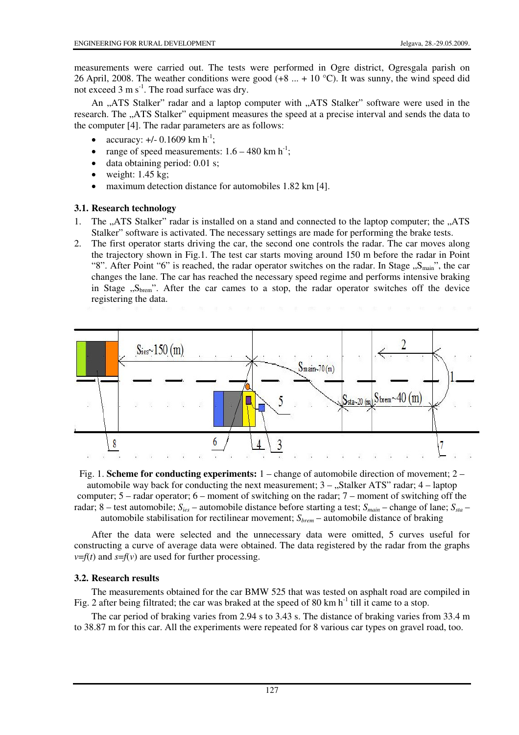measurements were carried out. The tests were performed in Ogre district, Ogresgala parish on 26 April, 2008. The weather conditions were good (+8 ... + 10 °C). It was sunny, the wind speed did not exceed 3 m s$^{-1}$. The road surface was dry.

An „ATS Stalker" radar and a laptop computer with „ATS Stalker" software were used in the research. The „ATS Stalker" equipment measures the speed at a precise interval and sends the data to the computer [4]. The radar parameters are as follows:

- accuracy: +/- 0.1609 km h$^{-1}$;
- range of speed measurements: 1.6 – 480 km h$^{-1}$;
- data obtaining period: 0.01 s;
- weight: 1.45 kg;
- maximum detection distance for automobiles 1.82 km [4].

### 3.1. Research technology

1. The „ATS Stalker" radar is installed on a stand and connected to the laptop computer; the „ATS Stalker" software is activated. The necessary settings are made for performing the brake tests.
2. The first operator starts driving the car, the second one controls the radar. The car moves along the trajectory shown in Fig.1. The test car starts moving around 150 m before the radar in Point "8". After Point "6" is reached, the radar operator switches on the radar. In Stage „$S_{main}$", the car changes the lane. The car has reached the necessary speed regime and performs intensive braking in Stage „$S_{brem}$". After the car cames to a stop, the radar operator switches off the device registering the data.

Fig. 1. **Scheme for conducting experiments:** 1 – change of automobile direction of movement; 2 – automobile way back for conducting the next measurement; 3 – „Stalker ATS" radar; 4 – laptop computer; 5 – radar operator; 6 – moment of switching on the radar; 7 – moment of switching off the radar; 8 – test automobile; $S_{ies}$ – automobile distance before starting a test; $S_{main}$ – change of lane; $S_{sta}$ – automobile stabilisation for rectilinear movement; $S_{brem}$ – automobile distance of braking

After the data were selected and the unnecessary data were omitted, 5 curves useful for constructing a curve of average data were obtained. The data registered by the radar from the graphs $v=f(t)$ and $s=f(v)$ are used for further processing.

### 3.2. Research results

The measurements obtained for the car BMW 525 that was tested on asphalt road are compiled in Fig. 2 after being filtrated; the car was braked at the speed of 80 km h$^{-1}$ till it came to a stop.

The car period of braking varies from 2.94 s to 3.43 s. The distance of braking varies from 33.4 m to 38.87 m for this car. All the experiments were repeated for 8 various car types on gravel road, too.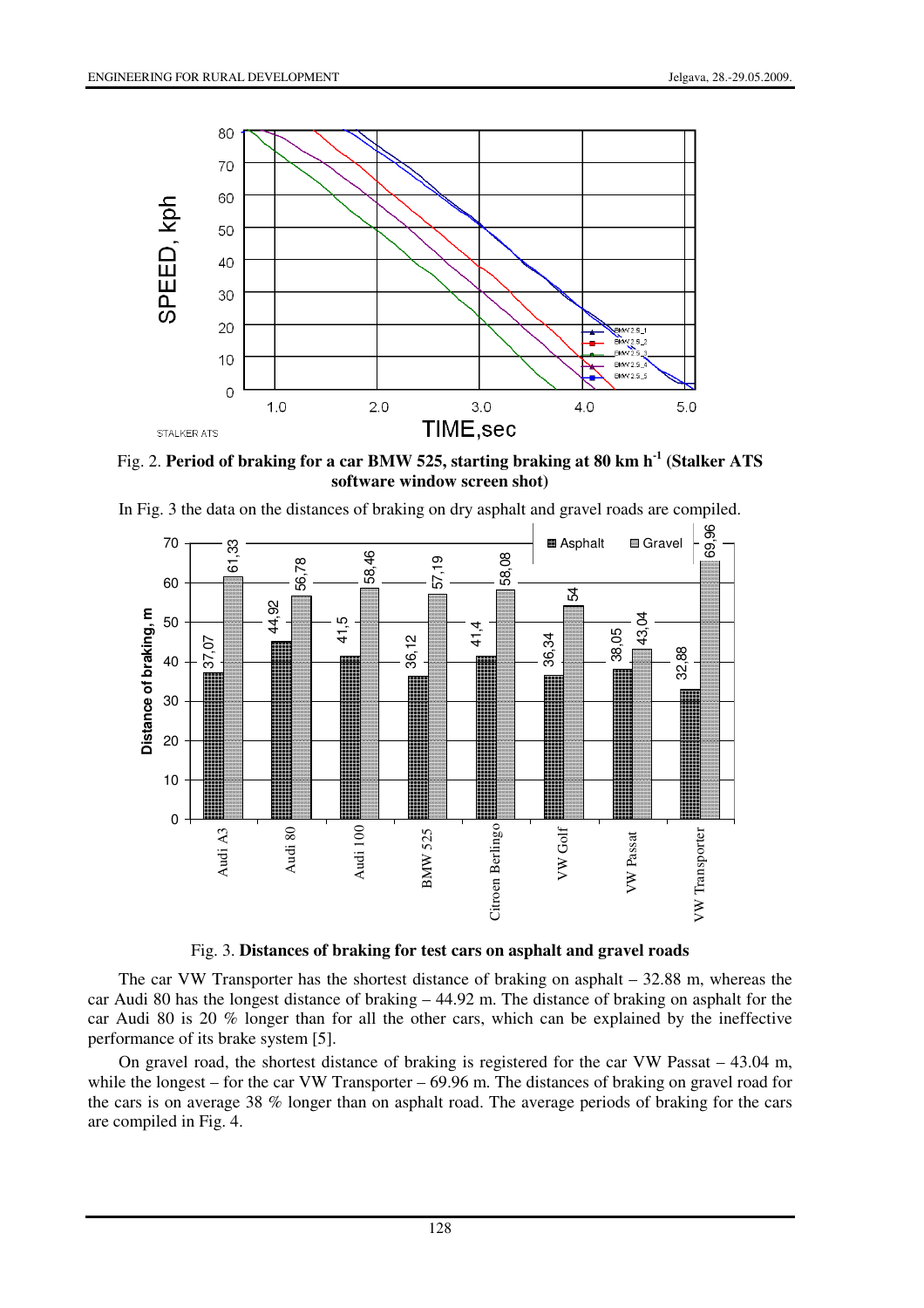Fig. 2. **Period of braking for a car BMW 525, starting braking at 80 km h$^{-1}$ (Stalker ATS software window screen shot)**

In Fig. 3 the data on the distances of braking on dry asphalt and gravel roads are compiled.

Fig. 3. **Distances of braking for test cars on asphalt and gravel roads**

The car VW Transporter has the shortest distance of braking on asphalt – 32.88 m, whereas the car Audi 80 has the longest distance of braking – 44.92 m. The distance of braking on asphalt for the car Audi 80 is 20 % longer than for all the other cars, which can be explained by the ineffective performance of its brake system [5].

On gravel road, the shortest distance of braking is registered for the car VW Passat – 43.04 m, while the longest – for the car VW Transporter – 69.96 m. The distances of braking on gravel road for the cars is on average 38 % longer than on asphalt road. The average periods of braking for the cars are compiled in Fig. 4.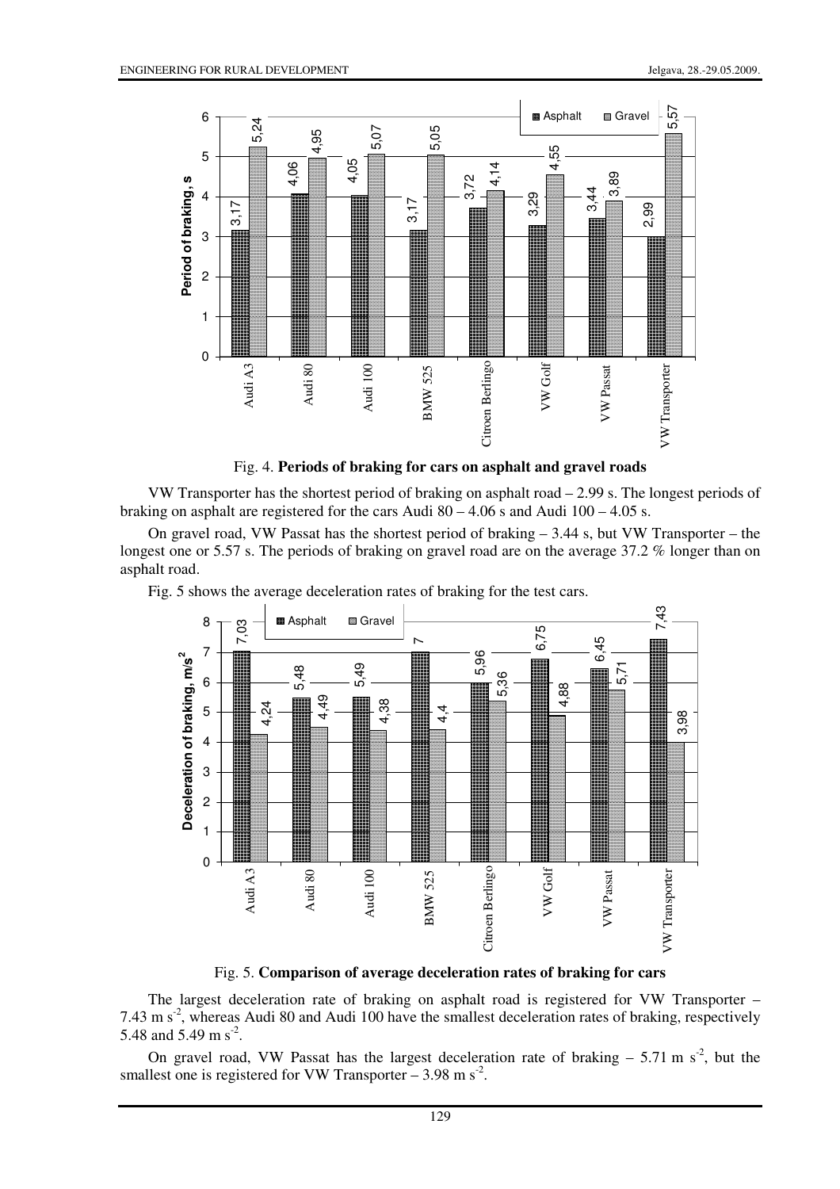Fig. 4. **Periods of braking for cars on asphalt and gravel roads**

VW Transporter has the shortest period of braking on asphalt road – 2.99 s. The longest periods of braking on asphalt are registered for the cars Audi 80 – 4.06 s and Audi 100 – 4.05 s.

On gravel road, VW Passat has the shortest period of braking – 3.44 s, but VW Transporter – the longest one or 5.57 s. The periods of braking on gravel road are on the average 37.2 % longer than on asphalt road.

Fig. 5 shows the average deceleration rates of braking for the test cars.

Fig. 5. **Comparison of average deceleration rates of braking for cars**

The largest deceleration rate of braking on asphalt road is registered for VW Transporter – 7.43 m s$^{-2}$, whereas Audi 80 and Audi 100 have the smallest deceleration rates of braking, respectively 5.48 and 5.49 m s$^{-2}$.

On gravel road, VW Passat has the largest deceleration rate of braking – 5.71 m s$^{-2}$, but the smallest one is registered for VW Transporter – 3.98 m s$^{-2}$.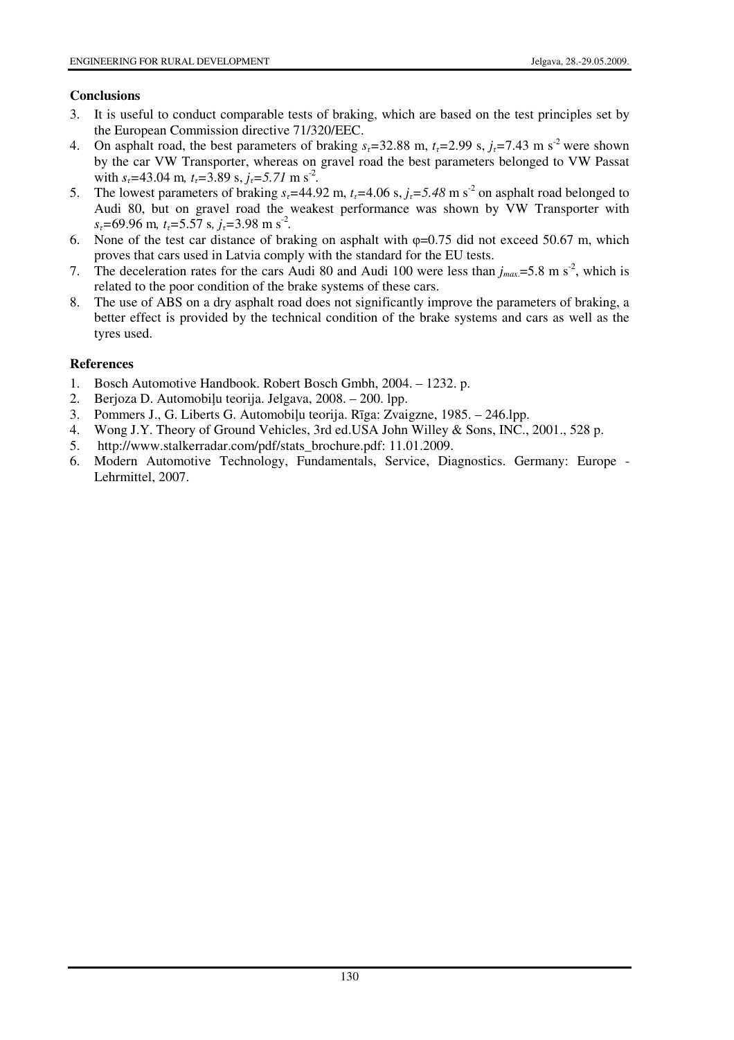## Conclusions

3. It is useful to conduct comparable tests of braking, which are based on the test principles set by the European Commission directive 71/320/EEC.
4. On asphalt road, the best parameters of braking $s_{\tau}$=32.88 m, $t_{\tau}$=2.99 s, $j_{\tau}$=7.43 m s$^{-2}$ were shown by the car VW Transporter, whereas on gravel road the best parameters belonged to VW Passat with $s_{\tau}$=43.04 m, $t_{\tau}$=3.89 s, $j_{\tau}$=*5.71* m s$^{-2}$.
5. The lowest parameters of braking $s_{\tau}$=44.92 m, $t_{\tau}$=4.06 s, $j_{\tau}$=*5.48* m s$^{-2}$ on asphalt road belonged to Audi 80, but on gravel road the weakest performance was shown by VW Transporter with $s_{\tau}$=69.96 m, $t_{\tau}$=5.57 s, $j_{\tau}$=3.98 m s$^{-2}$.
6. None of the test car distance of braking on asphalt with φ=0.75 did not exceed 50.67 m, which proves that cars used in Latvia comply with the standard for the EU tests.
7. The deceleration rates for the cars Audi 80 and Audi 100 were less than $j_{max.}$=5.8 m s$^{-2}$, which is related to the poor condition of the brake systems of these cars.
8. The use of ABS on a dry asphalt road does not significantly improve the parameters of braking, a better effect is provided by the technical condition of the brake systems and cars as well as the tyres used.

## References

1. Bosch Automotive Handbook. Robert Bosch Gmbh, 2004. – 1232. p.
2. Berjoza D. Automobiļu teorija. Jelgava, 2008. – 200. lpp.
3. Pommers J., G. Liberts G. Automobiļu teorija. Rīga: Zvaigzne, 1985. – 246.lpp.
4. Wong J.Y. Theory of Ground Vehicles, 3rd ed.USA John Willey & Sons, INC., 2001., 528 p.
5. http://www.stalkerradar.com/pdf/stats_brochure.pdf: 11.01.2009.
6. Modern Automotive Technology, Fundamentals, Service, Diagnostics. Germany: Europe - Lehrmittel, 2007.